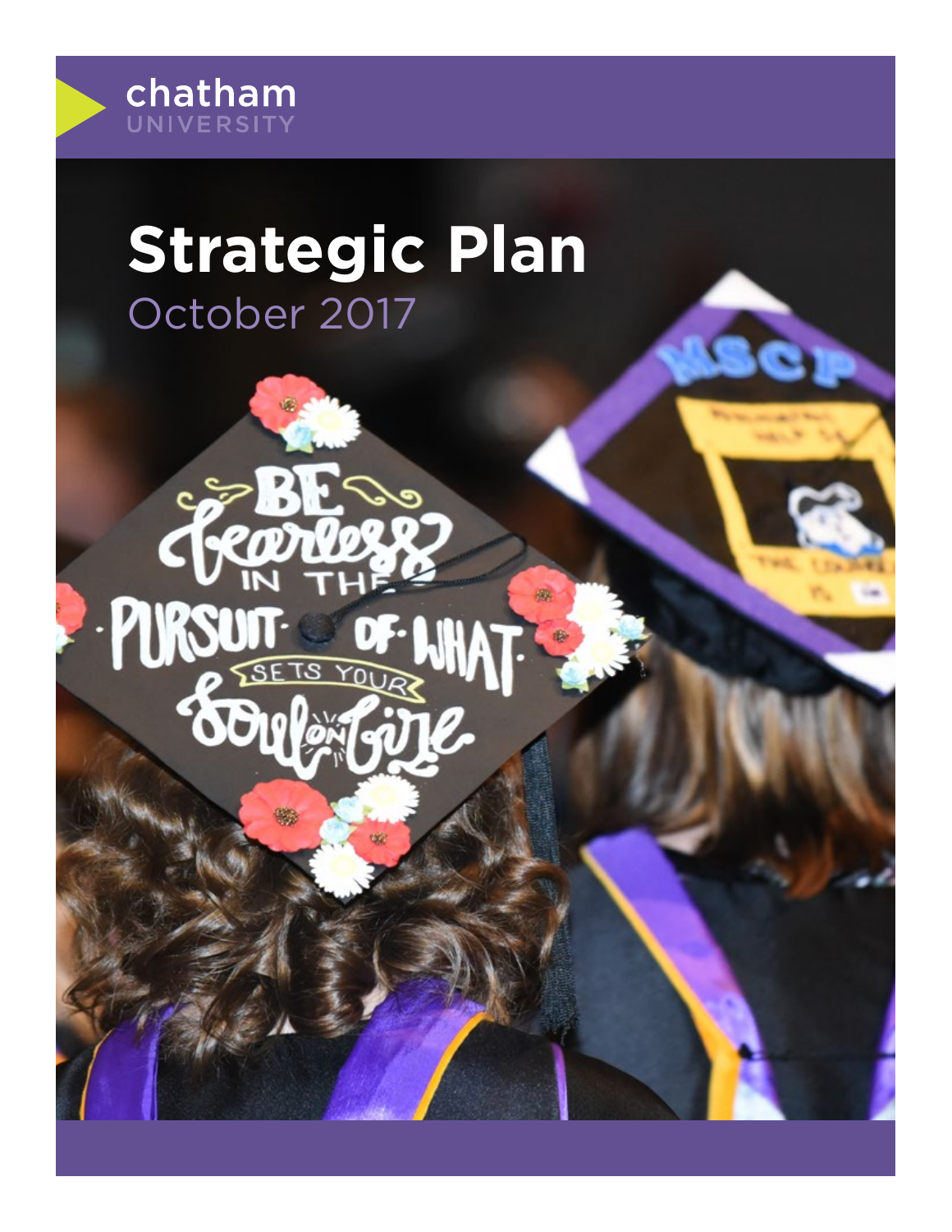chatham
UNIVERSITY

# Strategic Plan

October 2017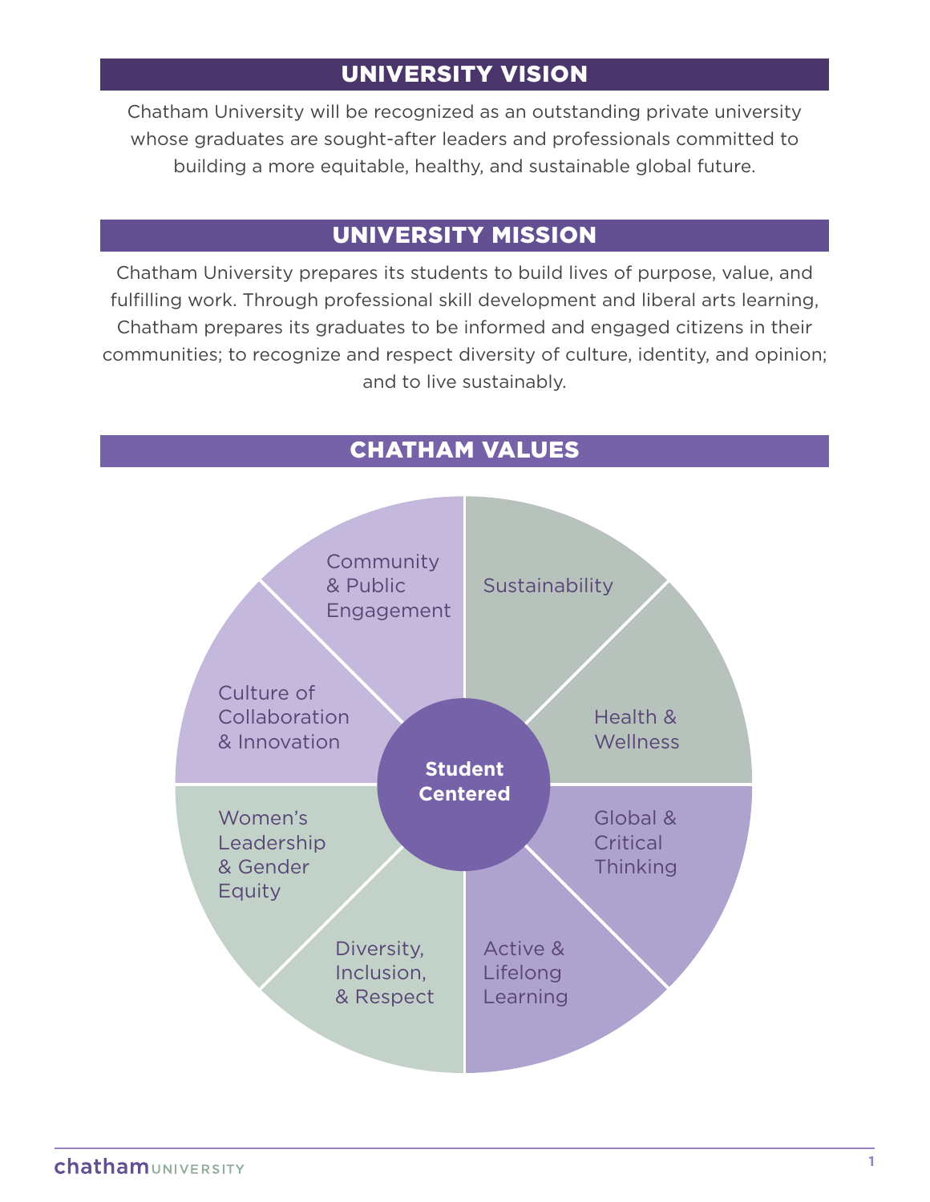## UNIVERSITY VISION

Chatham University will be recognized as an outstanding private university whose graduates are sought-after leaders and professionals committed to building a more equitable, healthy, and sustainable global future.

## UNIVERSITY MISSION

Chatham University prepares its students to build lives of purpose, value, and fulfilling work. Through professional skill development and liberal arts learning, Chatham prepares its graduates to be informed and engaged citizens in their communities; to recognize and respect diversity of culture, identity, and opinion; and to live sustainably.

## CHATHAM VALUES

**Student Centered**

- Sustainability
- Health & Wellness
- Global & Critical Thinking
- Active & Lifelong Learning
- Diversity, Inclusion, & Respect
- Women's Leadership & Gender Equity
- Culture of Collaboration & Innovation
- Community & Public Engagement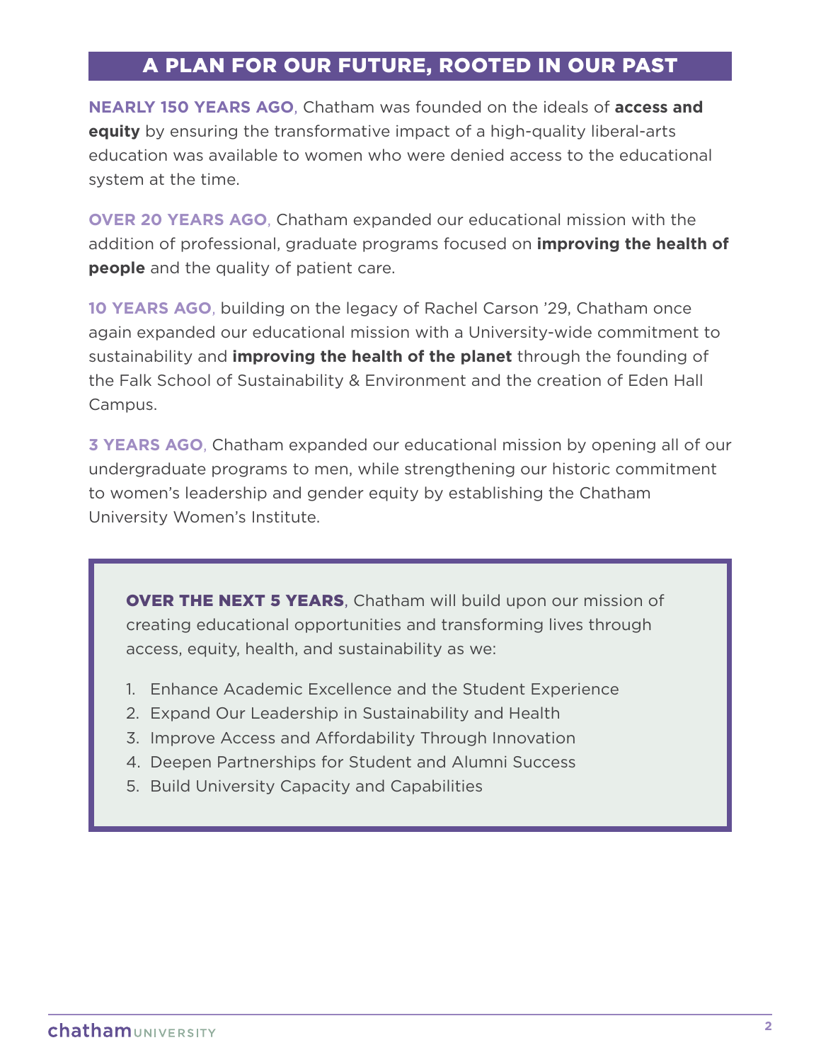## A PLAN FOR OUR FUTURE, ROOTED IN OUR PAST

**NEARLY 150 YEARS AGO**, Chatham was founded on the ideals of **access and equity** by ensuring the transformative impact of a high-quality liberal-arts education was available to women who were denied access to the educational system at the time.

**OVER 20 YEARS AGO**, Chatham expanded our educational mission with the addition of professional, graduate programs focused on **improving the health of people** and the quality of patient care.

**10 YEARS AGO**, building on the legacy of Rachel Carson '29, Chatham once again expanded our educational mission with a University-wide commitment to sustainability and **improving the health of the planet** through the founding of the Falk School of Sustainability & Environment and the creation of Eden Hall Campus.

**3 YEARS AGO**, Chatham expanded our educational mission by opening all of our undergraduate programs to men, while strengthening our historic commitment to women's leadership and gender equity by establishing the Chatham University Women's Institute.

**OVER THE NEXT 5 YEARS**, Chatham will build upon our mission of creating educational opportunities and transforming lives through access, equity, health, and sustainability as we:

1. Enhance Academic Excellence and the Student Experience
2. Expand Our Leadership in Sustainability and Health
3. Improve Access and Affordability Through Innovation
4. Deepen Partnerships for Student and Alumni Success
5. Build University Capacity and Capabilities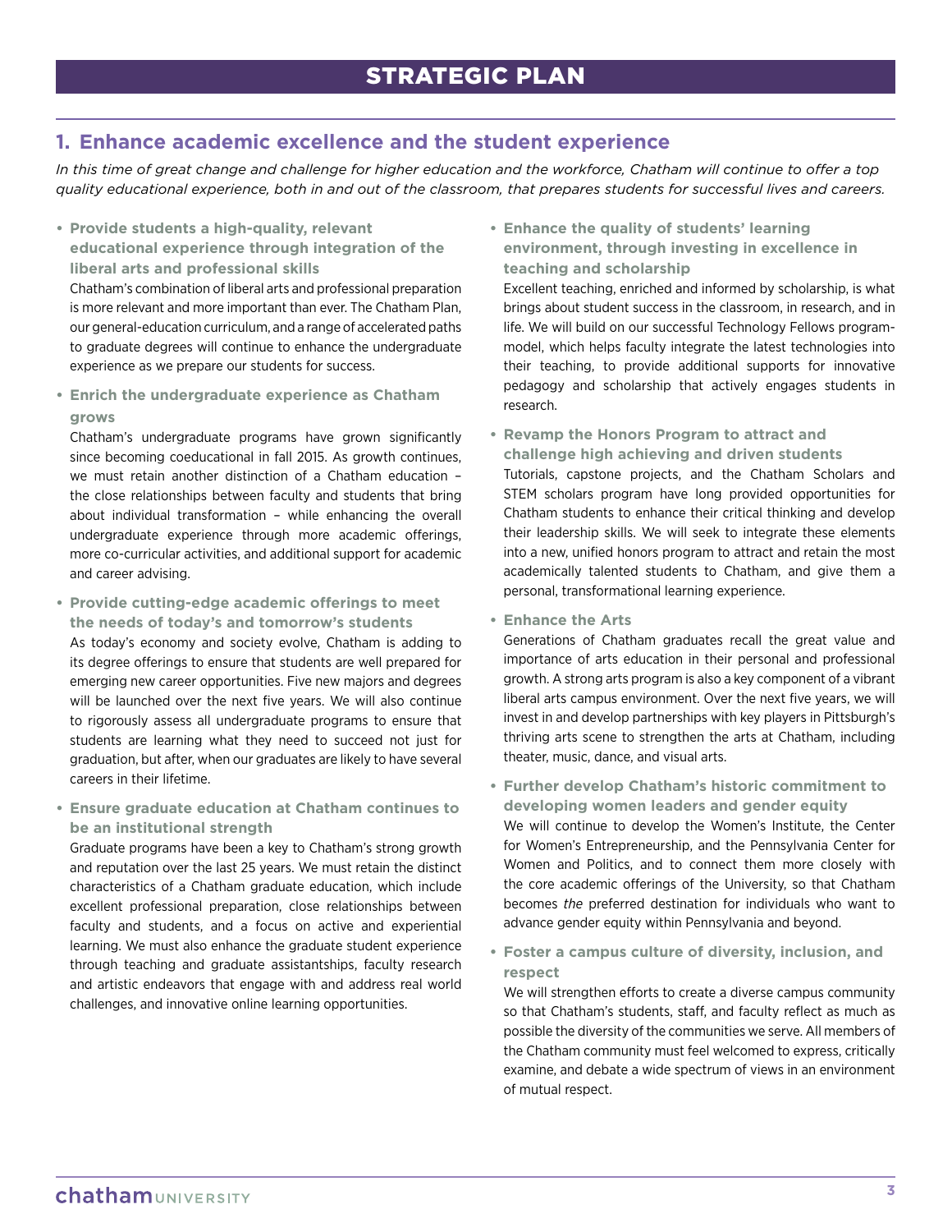# STRATEGIC PLAN

## 1. Enhance academic excellence and the student experience

*In this time of great change and challenge for higher education and the workforce, Chatham will continue to offer a top quality educational experience, both in and out of the classroom, that prepares students for successful lives and careers.*

- **Provide students a high-quality, relevant educational experience through integration of the liberal arts and professional skills**
  Chatham's combination of liberal arts and professional preparation is more relevant and more important than ever. The Chatham Plan, our general-education curriculum, and a range of accelerated paths to graduate degrees will continue to enhance the undergraduate experience as we prepare our students for success.

- **Enrich the undergraduate experience as Chatham grows**
  Chatham's undergraduate programs have grown significantly since becoming coeducational in fall 2015. As growth continues, we must retain another distinction of a Chatham education – the close relationships between faculty and students that bring about individual transformation – while enhancing the overall undergraduate experience through more academic offerings, more co-curricular activities, and additional support for academic and career advising.

- **Provide cutting-edge academic offerings to meet the needs of today's and tomorrow's students**
  As today's economy and society evolve, Chatham is adding to its degree offerings to ensure that students are well prepared for emerging new career opportunities. Five new majors and degrees will be launched over the next five years. We will also continue to rigorously assess all undergraduate programs to ensure that students are learning what they need to succeed not just for graduation, but after, when our graduates are likely to have several careers in their lifetime.

- **Ensure graduate education at Chatham continues to be an institutional strength**
  Graduate programs have been a key to Chatham's strong growth and reputation over the last 25 years. We must retain the distinct characteristics of a Chatham graduate education, which include excellent professional preparation, close relationships between faculty and students, and a focus on active and experiential learning. We must also enhance the graduate student experience through teaching and graduate assistantships, faculty research and artistic endeavors that engage with and address real world challenges, and innovative online learning opportunities.

- **Enhance the quality of students' learning environment, through investing in excellence in teaching and scholarship**
  Excellent teaching, enriched and informed by scholarship, is what brings about student success in the classroom, in research, and in life. We will build on our successful Technology Fellows program-model, which helps faculty integrate the latest technologies into their teaching, to provide additional supports for innovative pedagogy and scholarship that actively engages students in research.

- **Revamp the Honors Program to attract and challenge high achieving and driven students**
  Tutorials, capstone projects, and the Chatham Scholars and STEM scholars program have long provided opportunities for Chatham students to enhance their critical thinking and develop their leadership skills. We will seek to integrate these elements into a new, unified honors program to attract and retain the most academically talented students to Chatham, and give them a personal, transformational learning experience.

- **Enhance the Arts**
  Generations of Chatham graduates recall the great value and importance of arts education in their personal and professional growth. A strong arts program is also a key component of a vibrant liberal arts campus environment. Over the next five years, we will invest in and develop partnerships with key players in Pittsburgh's thriving arts scene to strengthen the arts at Chatham, including theater, music, dance, and visual arts.

- **Further develop Chatham's historic commitment to developing women leaders and gender equity**
  We will continue to develop the Women's Institute, the Center for Women's Entrepreneurship, and the Pennsylvania Center for Women and Politics, and to connect them more closely with the core academic offerings of the University, so that Chatham becomes *the* preferred destination for individuals who want to advance gender equity within Pennsylvania and beyond.

- **Foster a campus culture of diversity, inclusion, and respect**
  We will strengthen efforts to create a diverse campus community so that Chatham's students, staff, and faculty reflect as much as possible the diversity of the communities we serve. All members of the Chatham community must feel welcomed to express, critically examine, and debate a wide spectrum of views in an environment of mutual respect.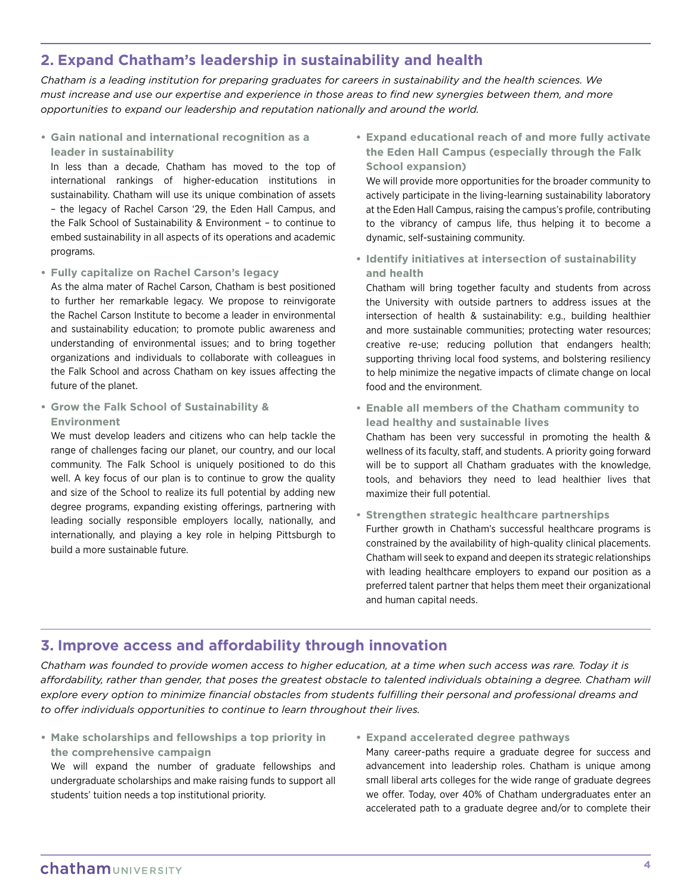## 2. Expand Chatham's leadership in sustainability and health

*Chatham is a leading institution for preparing graduates for careers in sustainability and the health sciences. We must increase and use our expertise and experience in those areas to find new synergies between them, and more opportunities to expand our leadership and reputation nationally and around the world.*

- **Gain national and international recognition as a leader in sustainability**
  In less than a decade, Chatham has moved to the top of international rankings of higher-education institutions in sustainability. Chatham will use its unique combination of assets – the legacy of Rachel Carson '29, the Eden Hall Campus, and the Falk School of Sustainability & Environment – to continue to embed sustainability in all aspects of its operations and academic programs.

- **Fully capitalize on Rachel Carson's legacy**
  As the alma mater of Rachel Carson, Chatham is best positioned to further her remarkable legacy. We propose to reinvigorate the Rachel Carson Institute to become a leader in environmental and sustainability education; to promote public awareness and understanding of environmental issues; and to bring together organizations and individuals to collaborate with colleagues in the Falk School and across Chatham on key issues affecting the future of the planet.

- **Grow the Falk School of Sustainability & Environment**
  We must develop leaders and citizens who can help tackle the range of challenges facing our planet, our country, and our local community. The Falk School is uniquely positioned to do this well. A key focus of our plan is to continue to grow the quality and size of the School to realize its full potential by adding new degree programs, expanding existing offerings, partnering with leading socially responsible employers locally, nationally, and internationally, and playing a key role in helping Pittsburgh to build a more sustainable future.

- **Expand educational reach of and more fully activate the Eden Hall Campus (especially through the Falk School expansion)**
  We will provide more opportunities for the broader community to actively participate in the living-learning sustainability laboratory at the Eden Hall Campus, raising the campus's profile, contributing to the vibrancy of campus life, thus helping it to become a dynamic, self-sustaining community.

- **Identify initiatives at intersection of sustainability and health**
  Chatham will bring together faculty and students from across the University with outside partners to address issues at the intersection of health & sustainability: e.g., building healthier and more sustainable communities; protecting water resources; creative re-use; reducing pollution that endangers health; supporting thriving local food systems, and bolstering resiliency to help minimize the negative impacts of climate change on local food and the environment.

- **Enable all members of the Chatham community to lead healthy and sustainable lives**
  Chatham has been very successful in promoting the health & wellness of its faculty, staff, and students. A priority going forward will be to support all Chatham graduates with the knowledge, tools, and behaviors they need to lead healthier lives that maximize their full potential.

- **Strengthen strategic healthcare partnerships**
  Further growth in Chatham's successful healthcare programs is constrained by the availability of high-quality clinical placements. Chatham will seek to expand and deepen its strategic relationships with leading healthcare employers to expand our position as a preferred talent partner that helps them meet their organizational and human capital needs.

## 3. Improve access and affordability through innovation

*Chatham was founded to provide women access to higher education, at a time when such access was rare. Today it is affordability, rather than gender, that poses the greatest obstacle to talented individuals obtaining a degree. Chatham will explore every option to minimize financial obstacles from students fulfilling their personal and professional dreams and to offer individuals opportunities to continue to learn throughout their lives.*

- **Make scholarships and fellowships a top priority in the comprehensive campaign**
  We will expand the number of graduate fellowships and undergraduate scholarships and make raising funds to support all students' tuition needs a top institutional priority.

- **Expand accelerated degree pathways**
  Many career-paths require a graduate degree for success and advancement into leadership roles. Chatham is unique among small liberal arts colleges for the wide range of graduate degrees we offer. Today, over 40% of Chatham undergraduates enter an accelerated path to a graduate degree and/or to complete their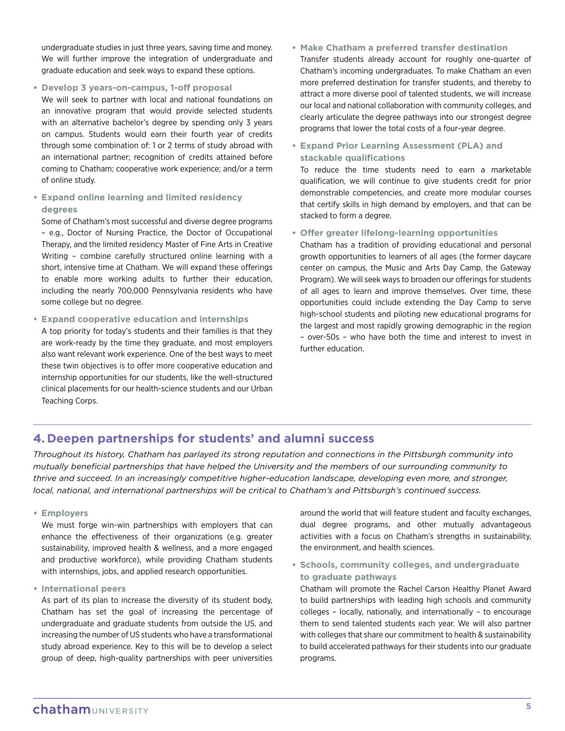undergraduate studies in just three years, saving time and money. We will further improve the integration of undergraduate and graduate education and seek ways to expand these options.

- **Develop 3 years-on-campus, 1-off proposal**
  We will seek to partner with local and national foundations on an innovative program that would provide selected students with an alternative bachelor's degree by spending only 3 years on campus. Students would earn their fourth year of credits through some combination of: 1 or 2 terms of study abroad with an international partner; recognition of credits attained before coming to Chatham; cooperative work experience; and/or a term of online study.

- **Expand online learning and limited residency degrees**
  Some of Chatham's most successful and diverse degree programs – e.g., Doctor of Nursing Practice, the Doctor of Occupational Therapy, and the limited residency Master of Fine Arts in Creative Writing – combine carefully structured online learning with a short, intensive time at Chatham. We will expand these offerings to enable more working adults to further their education, including the nearly 700,000 Pennsylvania residents who have some college but no degree.

- **Expand cooperative education and internships**
  A top priority for today's students and their families is that they are work-ready by the time they graduate, and most employers also want relevant work experience. One of the best ways to meet these twin objectives is to offer more cooperative education and internship opportunities for our students, like the well-structured clinical placements for our health-science students and our Urban Teaching Corps.

- **Make Chatham a preferred transfer destination**
  Transfer students already account for roughly one-quarter of Chatham's incoming undergraduates. To make Chatham an even more preferred destination for transfer students, and thereby to attract a more diverse pool of talented students, we will increase our local and national collaboration with community colleges, and clearly articulate the degree pathways into our strongest degree programs that lower the total costs of a four-year degree.

- **Expand Prior Learning Assessment (PLA) and stackable qualifications**
  To reduce the time students need to earn a marketable qualification, we will continue to give students credit for prior demonstrable competencies, and create more modular courses that certify skills in high demand by employers, and that can be stacked to form a degree.

- **Offer greater lifelong-learning opportunities**
  Chatham has a tradition of providing educational and personal growth opportunities to learners of all ages (the former daycare center on campus, the Music and Arts Day Camp, the Gateway Program). We will seek ways to broaden our offerings for students of all ages to learn and improve themselves. Over time, these opportunities could include extending the Day Camp to serve high-school students and piloting new educational programs for the largest and most rapidly growing demographic in the region – over-50s – who have both the time and interest to invest in further education.

## 4. Deepen partnerships for students' and alumni success

*Throughout its history, Chatham has parlayed its strong reputation and connections in the Pittsburgh community into mutually beneficial partnerships that have helped the University and the members of our surrounding community to thrive and succeed. In an increasingly competitive higher-education landscape, developing even more, and stronger, local, national, and international partnerships will be critical to Chatham's and Pittsburgh's continued success.*

- **Employers**
  We must forge win-win partnerships with employers that can enhance the effectiveness of their organizations (e.g. greater sustainability, improved health & wellness, and a more engaged and productive workforce), while providing Chatham students with internships, jobs, and applied research opportunities.

- **International peers**
  As part of its plan to increase the diversity of its student body, Chatham has set the goal of increasing the percentage of undergraduate and graduate students from outside the US, and increasing the number of US students who have a transformational study abroad experience. Key to this will be to develop a select group of deep, high-quality partnerships with peer universities around the world that will feature student and faculty exchanges, dual degree programs, and other mutually advantageous activities with a focus on Chatham's strengths in sustainability, the environment, and health sciences.

- **Schools, community colleges, and undergraduate to graduate pathways**
  Chatham will promote the Rachel Carson Healthy Planet Award to build partnerships with leading high schools and community colleges – locally, nationally, and internationally – to encourage them to send talented students each year. We will also partner with colleges that share our commitment to health & sustainability to build accelerated pathways for their students into our graduate programs.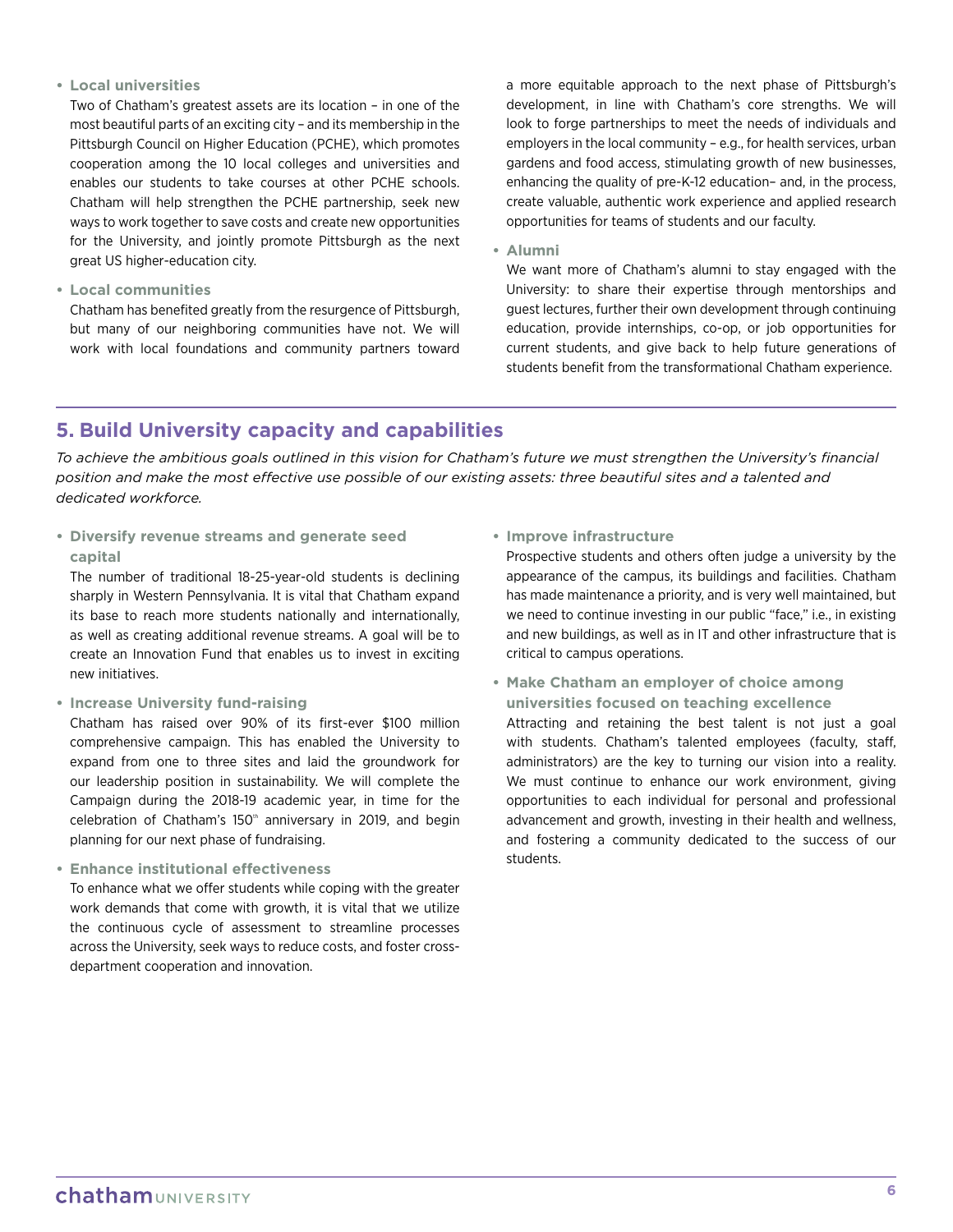- **Local universities**
  Two of Chatham's greatest assets are its location – in one of the most beautiful parts of an exciting city – and its membership in the Pittsburgh Council on Higher Education (PCHE), which promotes cooperation among the 10 local colleges and universities and enables our students to take courses at other PCHE schools. Chatham will help strengthen the PCHE partnership, seek new ways to work together to save costs and create new opportunities for the University, and jointly promote Pittsburgh as the next great US higher-education city.

- **Local communities**
  Chatham has benefited greatly from the resurgence of Pittsburgh, but many of our neighboring communities have not. We will work with local foundations and community partners toward a more equitable approach to the next phase of Pittsburgh's development, in line with Chatham's core strengths. We will look to forge partnerships to meet the needs of individuals and employers in the local community – e.g., for health services, urban gardens and food access, stimulating growth of new businesses, enhancing the quality of pre-K-12 education– and, in the process, create valuable, authentic work experience and applied research opportunities for teams of students and our faculty.

- **Alumni**
  We want more of Chatham's alumni to stay engaged with the University: to share their expertise through mentorships and guest lectures, further their own development through continuing education, provide internships, co-op, or job opportunities for current students, and give back to help future generations of students benefit from the transformational Chatham experience.

## 5. Build University capacity and capabilities

*To achieve the ambitious goals outlined in this vision for Chatham's future we must strengthen the University's financial position and make the most effective use possible of our existing assets: three beautiful sites and a talented and dedicated workforce.*

- **Diversify revenue streams and generate seed capital**
  The number of traditional 18-25-year-old students is declining sharply in Western Pennsylvania. It is vital that Chatham expand its base to reach more students nationally and internationally, as well as creating additional revenue streams. A goal will be to create an Innovation Fund that enables us to invest in exciting new initiatives.

- **Increase University fund-raising**
  Chatham has raised over 90% of its first-ever $100 million comprehensive campaign. This has enabled the University to expand from one to three sites and laid the groundwork for our leadership position in sustainability. We will complete the Campaign during the 2018-19 academic year, in time for the celebration of Chatham's 150th anniversary in 2019, and begin planning for our next phase of fundraising.

- **Enhance institutional effectiveness**
  To enhance what we offer students while coping with the greater work demands that come with growth, it is vital that we utilize the continuous cycle of assessment to streamline processes across the University, seek ways to reduce costs, and foster cross-department cooperation and innovation.

- **Improve infrastructure**
  Prospective students and others often judge a university by the appearance of the campus, its buildings and facilities. Chatham has made maintenance a priority, and is very well maintained, but we need to continue investing in our public "face," i.e., in existing and new buildings, as well as in IT and other infrastructure that is critical to campus operations.

- **Make Chatham an employer of choice among universities focused on teaching excellence**
  Attracting and retaining the best talent is not just a goal with students. Chatham's talented employees (faculty, staff, administrators) are the key to turning our vision into a reality. We must continue to enhance our work environment, giving opportunities to each individual for personal and professional advancement and growth, investing in their health and wellness, and fostering a community dedicated to the success of our students.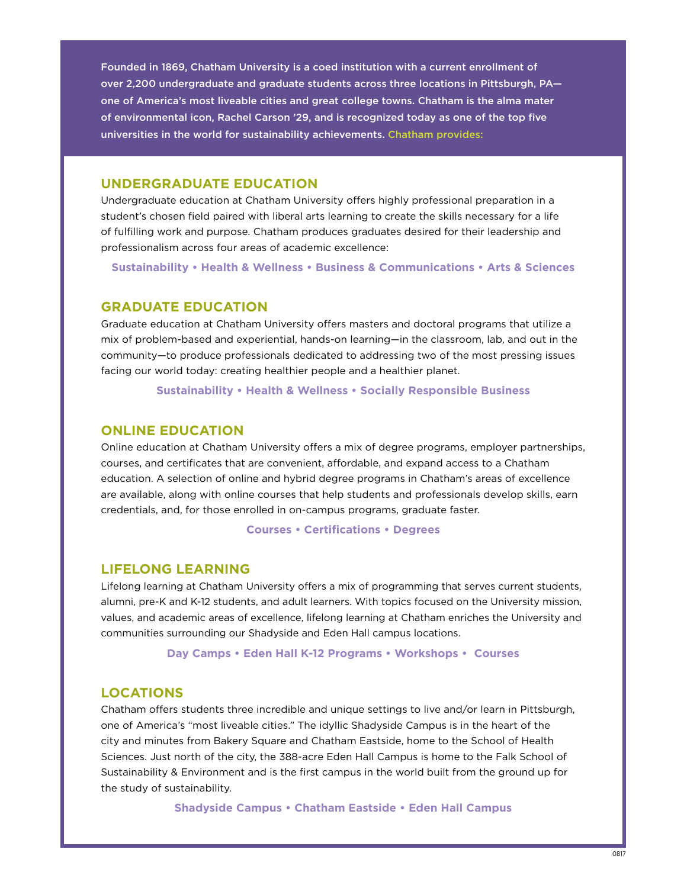Founded in 1869, Chatham University is a coed institution with a current enrollment of over 2,200 undergraduate and graduate students across three locations in Pittsburgh, PA—one of America's most liveable cities and great college towns. Chatham is the alma mater of environmental icon, Rachel Carson '29, and is recognized today as one of the top five universities in the world for sustainability achievements. Chatham provides:

## UNDERGRADUATE EDUCATION

Undergraduate education at Chatham University offers highly professional preparation in a student's chosen field paired with liberal arts learning to create the skills necessary for a life of fulfilling work and purpose. Chatham produces graduates desired for their leadership and professionalism across four areas of academic excellence:

**Sustainability • Health & Wellness • Business & Communications • Arts & Sciences**

## GRADUATE EDUCATION

Graduate education at Chatham University offers masters and doctoral programs that utilize a mix of problem-based and experiential, hands-on learning—in the classroom, lab, and out in the community—to produce professionals dedicated to addressing two of the most pressing issues facing our world today: creating healthier people and a healthier planet.

**Sustainability • Health & Wellness • Socially Responsible Business**

## ONLINE EDUCATION

Online education at Chatham University offers a mix of degree programs, employer partnerships, courses, and certificates that are convenient, affordable, and expand access to a Chatham education. A selection of online and hybrid degree programs in Chatham's areas of excellence are available, along with online courses that help students and professionals develop skills, earn credentials, and, for those enrolled in on-campus programs, graduate faster.

**Courses • Certifications • Degrees**

## LIFELONG LEARNING

Lifelong learning at Chatham University offers a mix of programming that serves current students, alumni, pre-K and K-12 students, and adult learners. With topics focused on the University mission, values, and academic areas of excellence, lifelong learning at Chatham enriches the University and communities surrounding our Shadyside and Eden Hall campus locations.

**Day Camps • Eden Hall K-12 Programs • Workshops • Courses**

## LOCATIONS

Chatham offers students three incredible and unique settings to live and/or learn in Pittsburgh, one of America's "most liveable cities." The idyllic Shadyside Campus is in the heart of the city and minutes from Bakery Square and Chatham Eastside, home to the School of Health Sciences. Just north of the city, the 388-acre Eden Hall Campus is home to the Falk School of Sustainability & Environment and is the first campus in the world built from the ground up for the study of sustainability.

**Shadyside Campus • Chatham Eastside • Eden Hall Campus**

0817